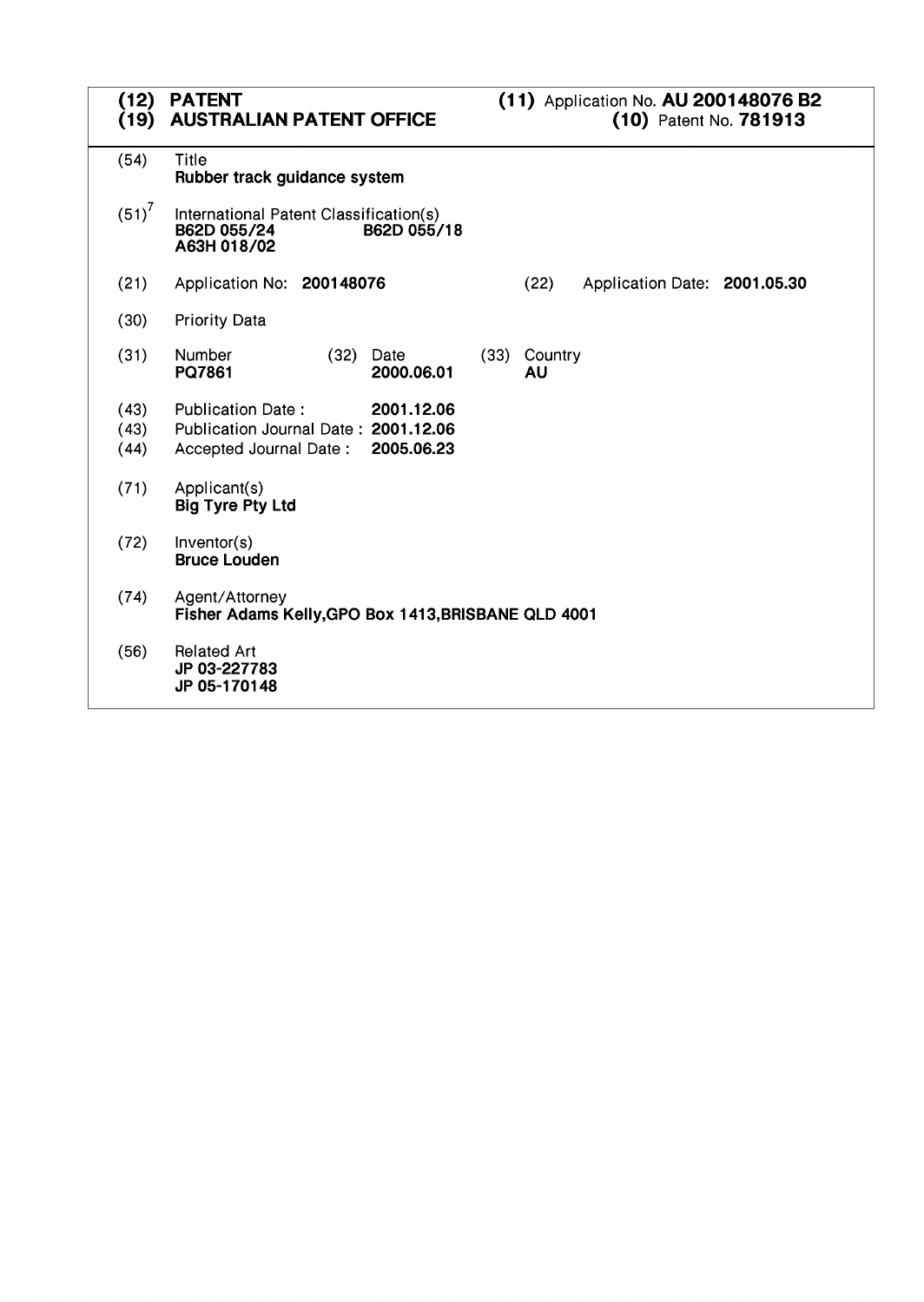(12) **PATENT**
(19) **AUSTRALIAN PATENT OFFICE**

(11) Application No. **AU 200148076 B2**
(10) Patent No. **781913**

(54) Title
**Rubber track guidance system**

$(51)^7$ International Patent Classification(s)
**B62D 055/24** **B62D 055/18**
**A63H 018/02**

(21) Application No: **200148076**

(22) Application Date: **2001.05.30**

(30) Priority Data

| (31) Number | (32) Date | (33) Country |
|---|---|---|
| **PQ7861** | **2000.06.01** | **AU** |

(43) Publication Date : **2001.12.06**
(43) Publication Journal Date : **2001.12.06**
(44) Accepted Journal Date : **2005.06.23**

(71) Applicant(s)
**Big Tyre Pty Ltd**

(72) Inventor(s)
**Bruce Louden**

(74) Agent/Attorney
**Fisher Adams Kelly,GPO Box 1413,BRISBANE QLD 4001**

(56) Related Art
**JP 03-227783**
**JP 05-170148**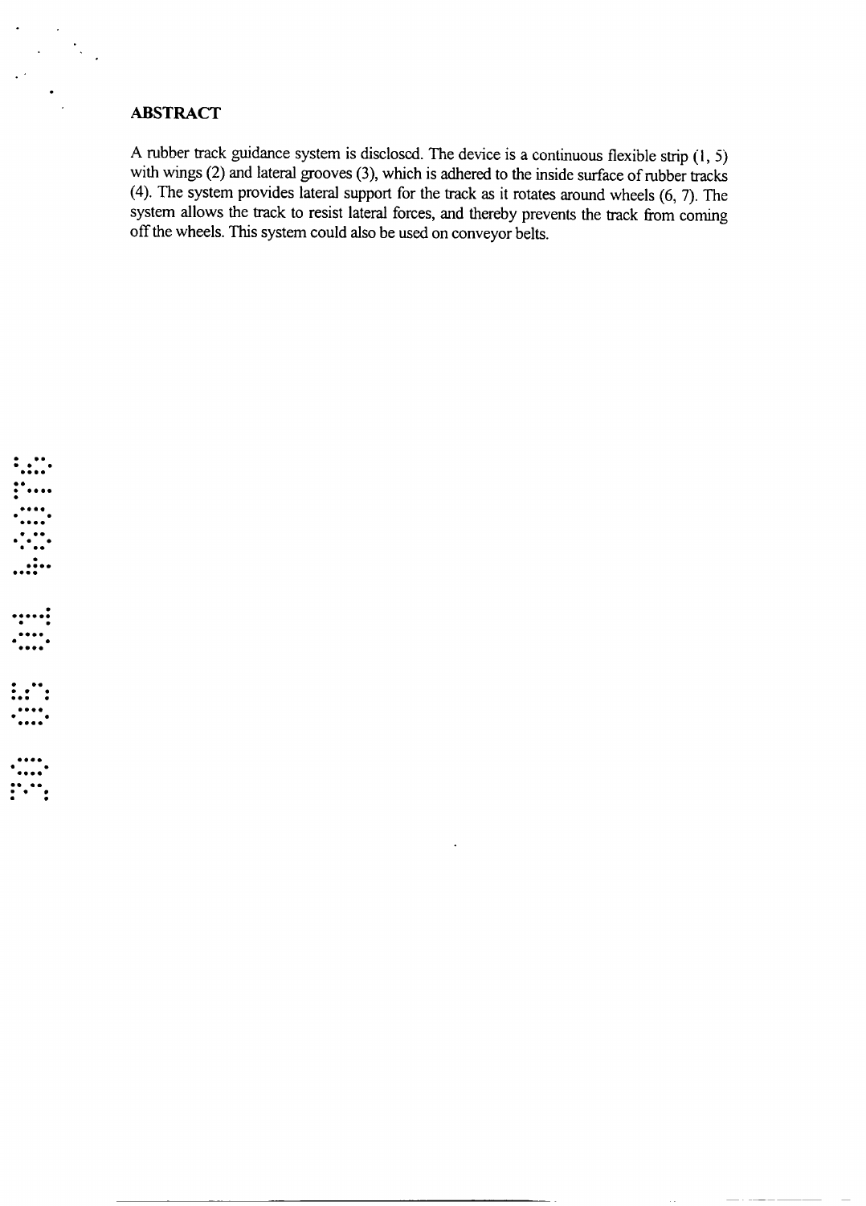## ABSTRACT

A rubber track guidance system is disclosed. The device is a continuous flexible strip (1, 5) with wings (2) and lateral grooves (3), which is adhered to the inside surface of rubber tracks (4). The system provides lateral support for the track as it rotates around wheels (6, 7). The system allows the track to resist lateral forces, and thereby prevents the track from coming off the wheels. This system could also be used on conveyor belts.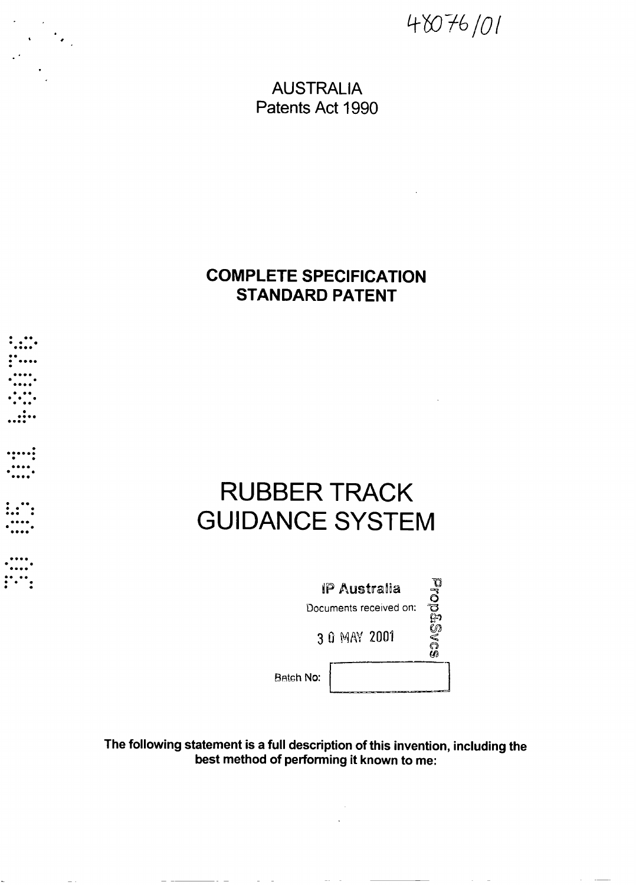48076/01

AUSTRALIA
Patents Act 1990

**COMPLETE SPECIFICATION**
**STANDARD PATENT**

# RUBBER TRACK GUIDANCE SYSTEM

IP Australia
Documents received on:
30 MAY 2001
Prop&Svcs

Batch No:

**The following statement is a full description of this invention, including the best method of performing it known to me:**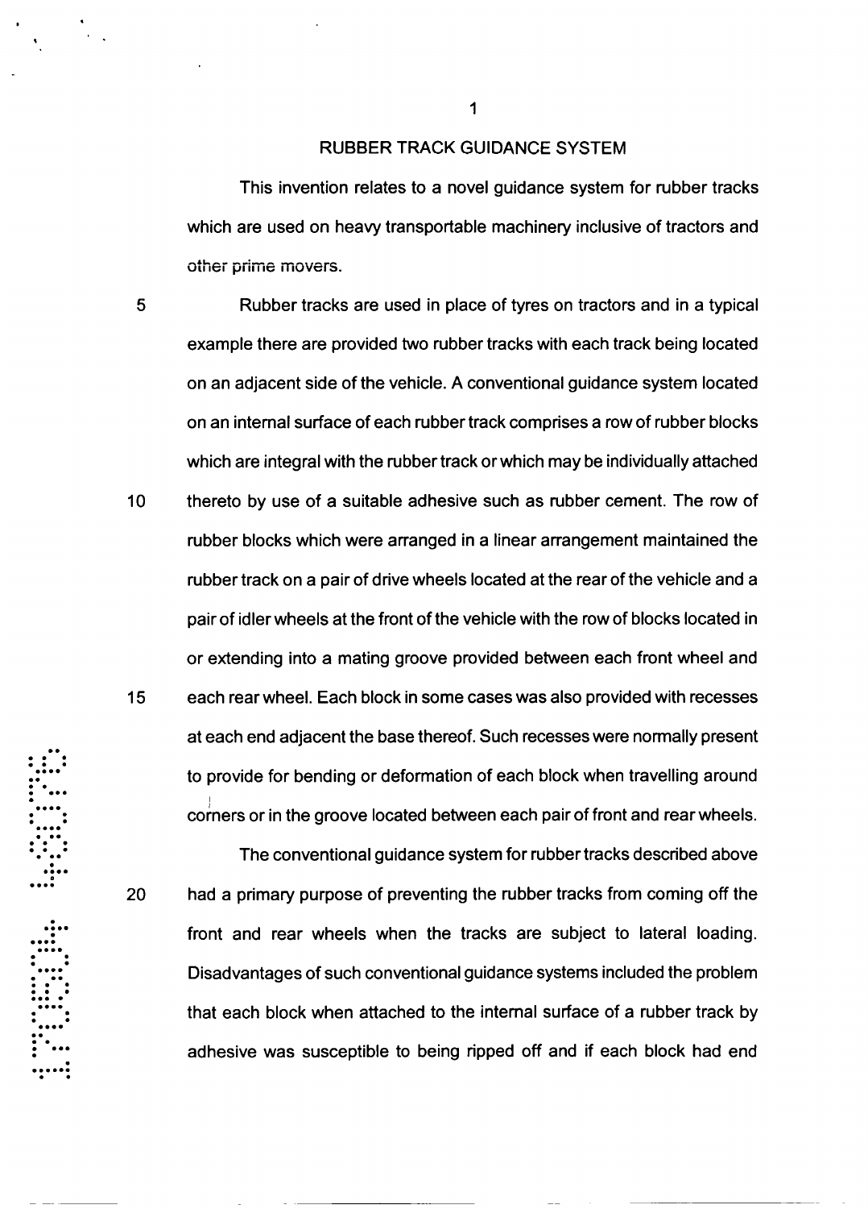# RUBBER TRACK GUIDANCE SYSTEM

This invention relates to a novel guidance system for rubber tracks which are used on heavy transportable machinery inclusive of tractors and other prime movers.

Rubber tracks are used in place of tyres on tractors and in a typical example there are provided two rubber tracks with each track being located on an adjacent side of the vehicle. A conventional guidance system located on an internal surface of each rubber track comprises a row of rubber blocks which are integral with the rubber track or which may be individually attached thereto by use of a suitable adhesive such as rubber cement. The row of rubber blocks which were arranged in a linear arrangement maintained the rubber track on a pair of drive wheels located at the rear of the vehicle and a pair of idler wheels at the front of the vehicle with the row of blocks located in or extending into a mating groove provided between each front wheel and each rear wheel. Each block in some cases was also provided with recesses at each end adjacent the base thereof. Such recesses were normally present to provide for bending or deformation of each block when travelling around corners or in the groove located between each pair of front and rear wheels.

The conventional guidance system for rubber tracks described above had a primary purpose of preventing the rubber tracks from coming off the front and rear wheels when the tracks are subject to lateral loading. Disadvantages of such conventional guidance systems included the problem that each block when attached to the internal surface of a rubber track by adhesive was susceptible to being ripped off and if each block had end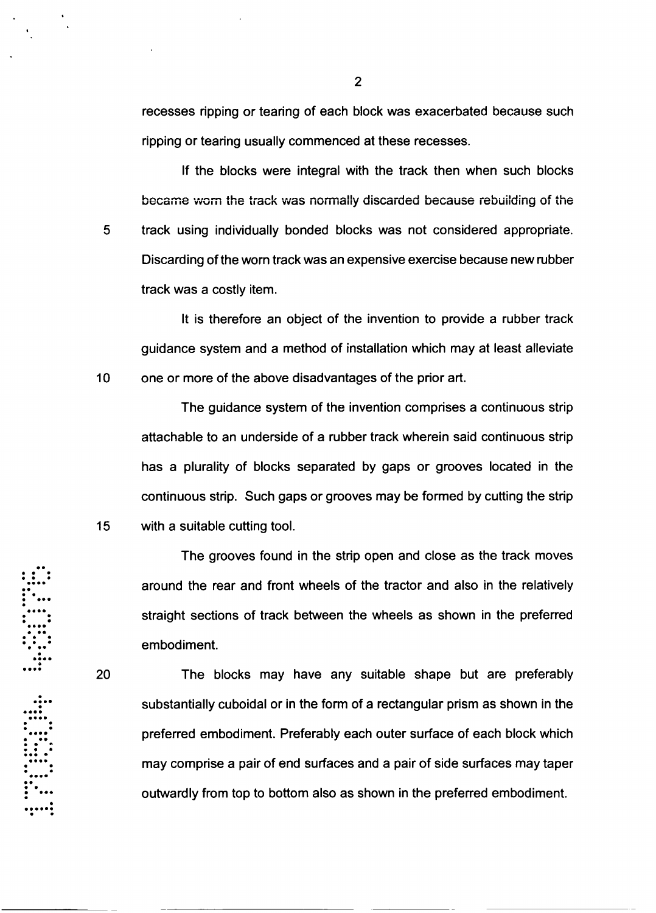recesses ripping or tearing of each block was exacerbated because such ripping or tearing usually commenced at these recesses.

If the blocks were integral with the track then when such blocks became worn the track was normally discarded because rebuilding of the track using individually bonded blocks was not considered appropriate. Discarding of the worn track was an expensive exercise because new rubber track was a costly item.

It is therefore an object of the invention to provide a rubber track guidance system and a method of installation which may at least alleviate one or more of the above disadvantages of the prior art.

The guidance system of the invention comprises a continuous strip attachable to an underside of a rubber track wherein said continuous strip has a plurality of blocks separated by gaps or grooves located in the continuous strip. Such gaps or grooves may be formed by cutting the strip with a suitable cutting tool.

The grooves found in the strip open and close as the track moves around the rear and front wheels of the tractor and also in the relatively straight sections of track between the wheels as shown in the preferred embodiment.

The blocks may have any suitable shape but are preferably substantially cuboidal or in the form of a rectangular prism as shown in the preferred embodiment. Preferably each outer surface of each block which may comprise a pair of end surfaces and a pair of side surfaces may taper outwardly from top to bottom also as shown in the preferred embodiment.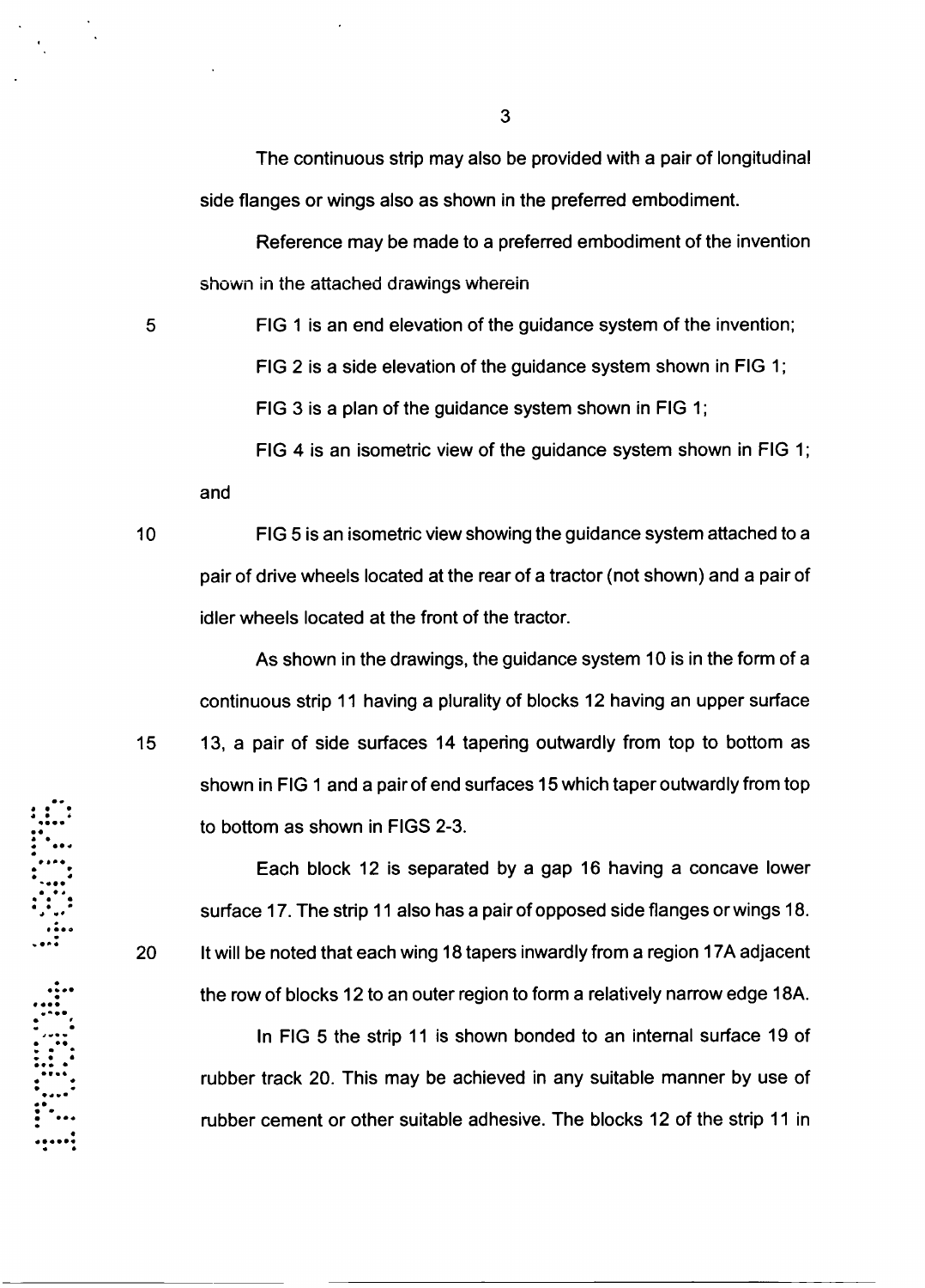The continuous strip may also be provided with a pair of longitudinal side flanges or wings also as shown in the preferred embodiment.

Reference may be made to a preferred embodiment of the invention shown in the attached drawings wherein

FIG 1 is an end elevation of the guidance system of the invention;

FIG 2 is a side elevation of the guidance system shown in FIG 1;

FIG 3 is a plan of the guidance system shown in FIG 1;

FIG 4 is an isometric view of the guidance system shown in FIG 1; and

FIG 5 is an isometric view showing the guidance system attached to a pair of drive wheels located at the rear of a tractor (not shown) and a pair of idler wheels located at the front of the tractor.

As shown in the drawings, the guidance system 10 is in the form of a continuous strip 11 having a plurality of blocks 12 having an upper surface 13, a pair of side surfaces 14 tapering outwardly from top to bottom as shown in FIG 1 and a pair of end surfaces 15 which taper outwardly from top to bottom as shown in FIGS 2-3.

Each block 12 is separated by a gap 16 having a concave lower surface 17. The strip 11 also has a pair of opposed side flanges or wings 18. It will be noted that each wing 18 tapers inwardly from a region 17A adjacent the row of blocks 12 to an outer region to form a relatively narrow edge 18A.

In FIG 5 the strip 11 is shown bonded to an internal surface 19 of rubber track 20. This may be achieved in any suitable manner by use of rubber cement or other suitable adhesive. The blocks 12 of the strip 11 in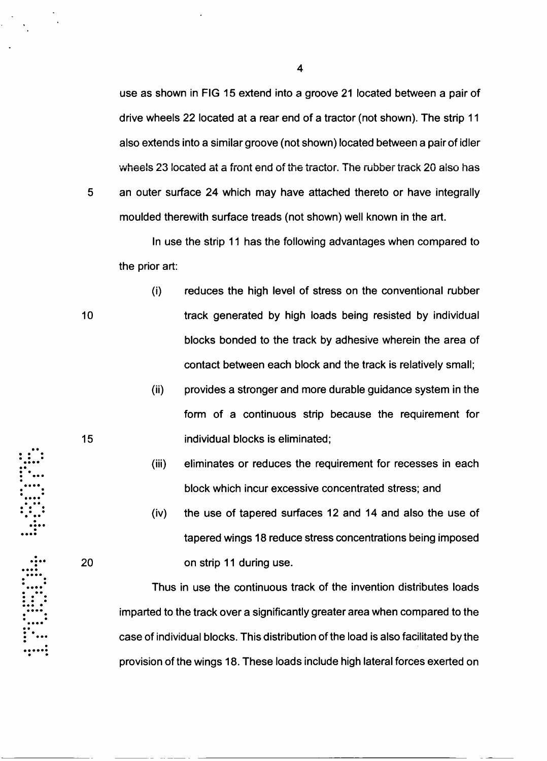use as shown in FIG 15 extend into a groove 21 located between a pair of drive wheels 22 located at a rear end of a tractor (not shown). The strip 11 also extends into a similar groove (not shown) located between a pair of idler wheels 23 located at a front end of the tractor. The rubber track 20 also has an outer surface 24 which may have attached thereto or have integrally moulded therewith surface treads (not shown) well known in the art.

In use the strip 11 has the following advantages when compared to the prior art:

(i) reduces the high level of stress on the conventional rubber track generated by high loads being resisted by individual blocks bonded to the track by adhesive wherein the area of contact between each block and the track is relatively small;

(ii) provides a stronger and more durable guidance system in the form of a continuous strip because the requirement for individual blocks is eliminated;

(iii) eliminates or reduces the requirement for recesses in each block which incur excessive concentrated stress; and

(iv) the use of tapered surfaces 12 and 14 and also the use of tapered wings 18 reduce stress concentrations being imposed on strip 11 during use.

Thus in use the continuous track of the invention distributes loads imparted to the track over a significantly greater area when compared to the case of individual blocks. This distribution of the load is also facilitated by the provision of the wings 18. These loads include high lateral forces exerted on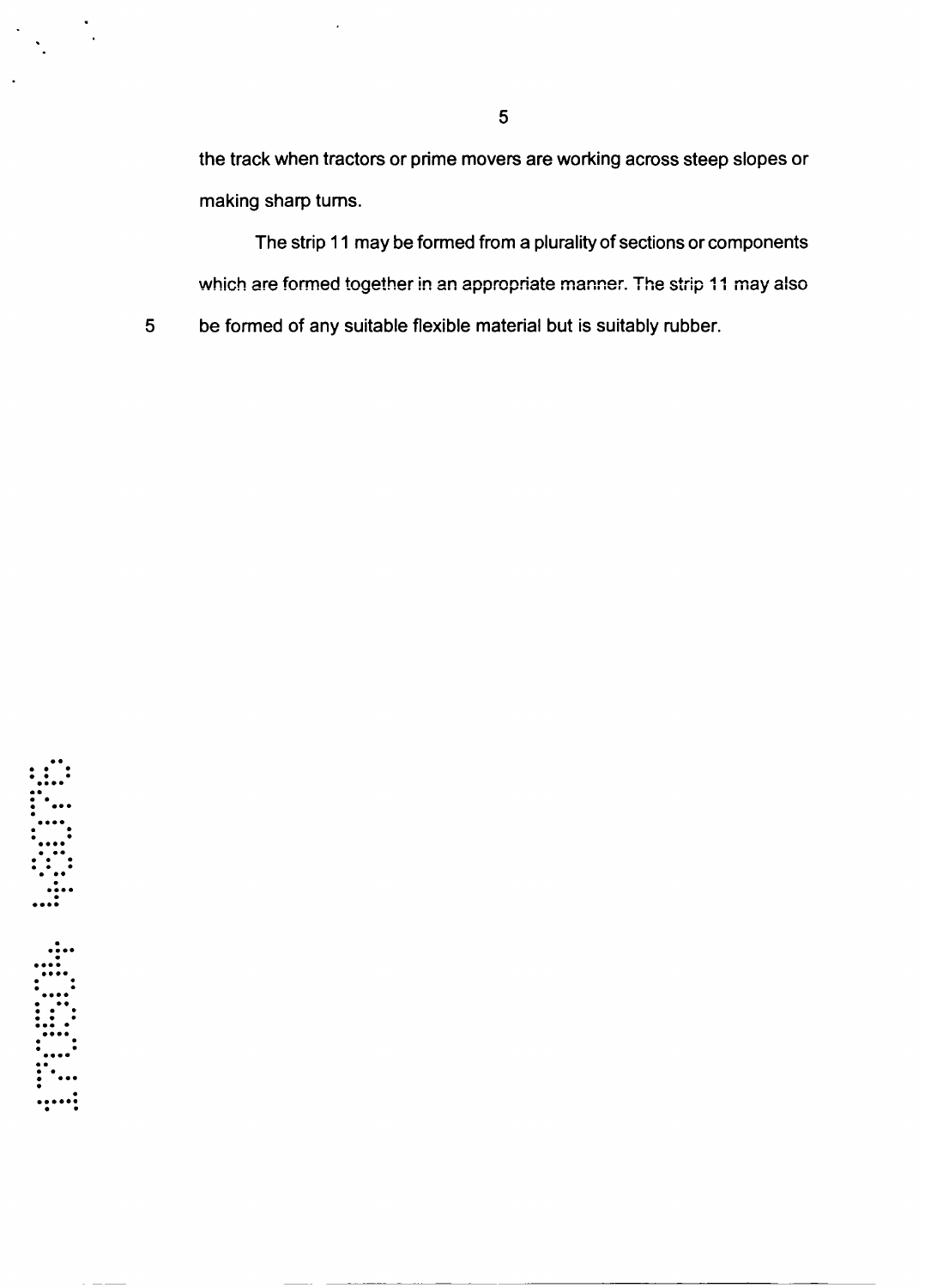the track when tractors or prime movers are working across steep slopes or making sharp turns.

The strip 11 may be formed from a plurality of sections or components which are formed together in an appropriate manner. The strip 11 may also be formed of any suitable flexible material but is suitably rubber.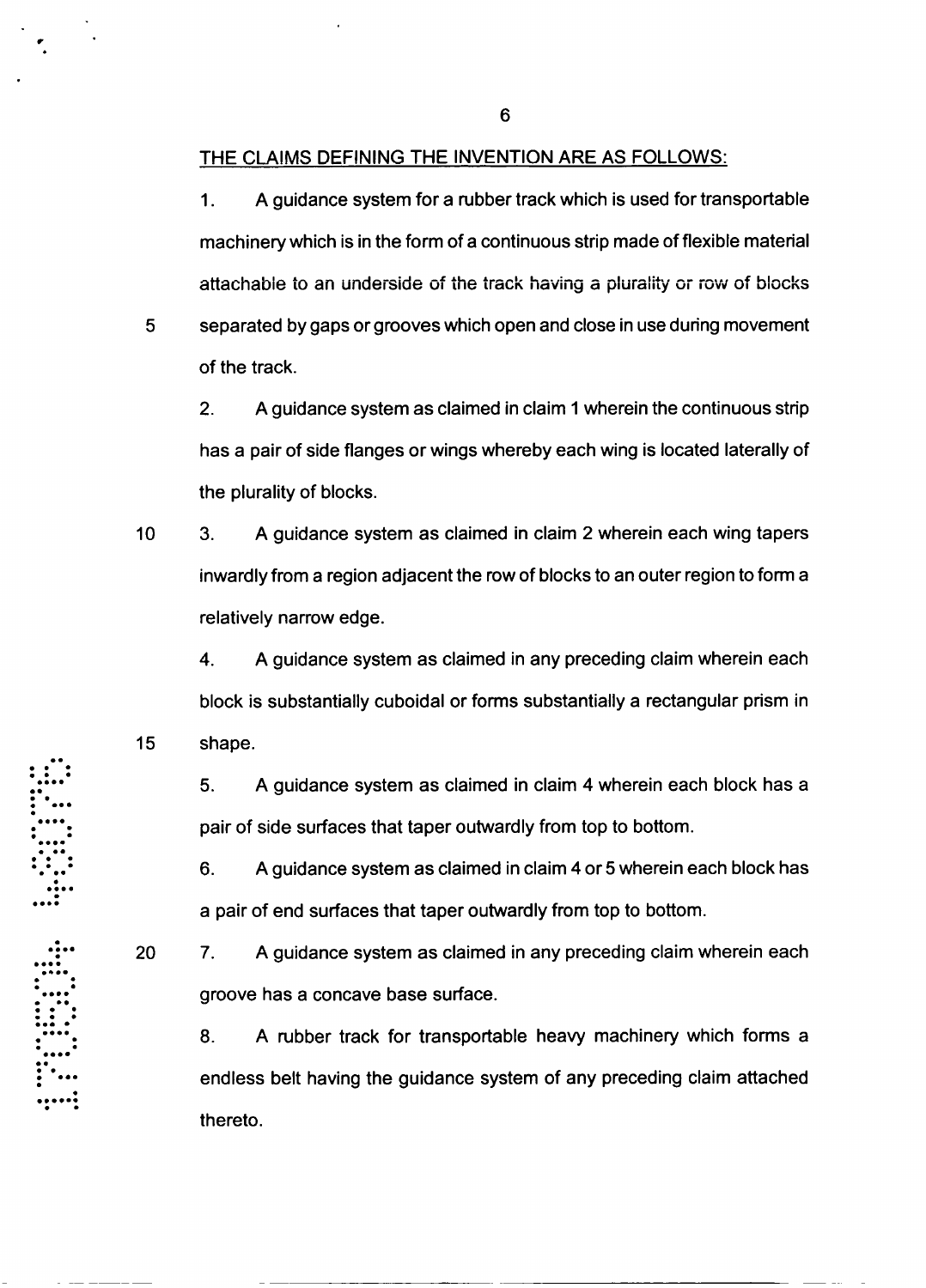THE CLAIMS DEFINING THE INVENTION ARE AS FOLLOWS:

1. A guidance system for a rubber track which is used for transportable machinery which is in the form of a continuous strip made of flexible material attachable to an underside of the track having a plurality or row of blocks separated by gaps or grooves which open and close in use during movement of the track.

2. A guidance system as claimed in claim 1 wherein the continuous strip has a pair of side flanges or wings whereby each wing is located laterally of the plurality of blocks.

3. A guidance system as claimed in claim 2 wherein each wing tapers inwardly from a region adjacent the row of blocks to an outer region to form a relatively narrow edge.

4. A guidance system as claimed in any preceding claim wherein each block is substantially cuboidal or forms substantially a rectangular prism in shape.

5. A guidance system as claimed in claim 4 wherein each block has a pair of side surfaces that taper outwardly from top to bottom.

6. A guidance system as claimed in claim 4 or 5 wherein each block has a pair of end surfaces that taper outwardly from top to bottom.

7. A guidance system as claimed in any preceding claim wherein each groove has a concave base surface.

8. A rubber track for transportable heavy machinery which forms a endless belt having the guidance system of any preceding claim attached thereto.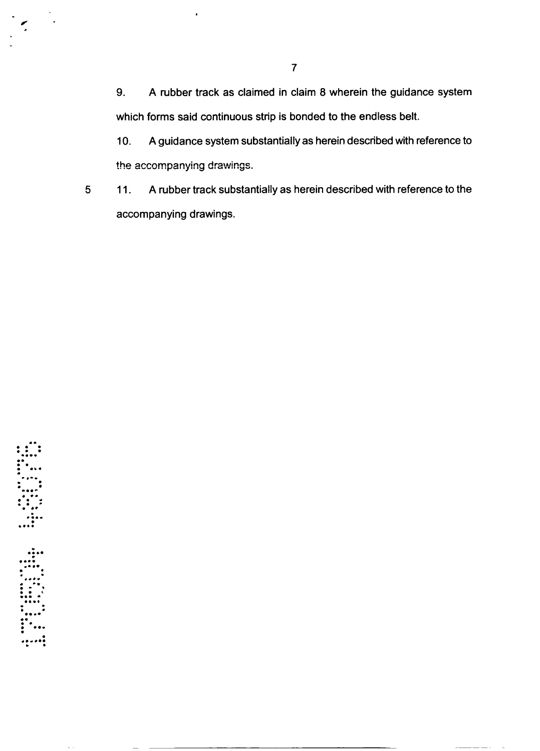9. A rubber track as claimed in claim 8 wherein the guidance system which forms said continuous strip is bonded to the endless belt.

10. A guidance system substantially as herein described with reference to the accompanying drawings.

11. A rubber track substantially as herein described with reference to the accompanying drawings.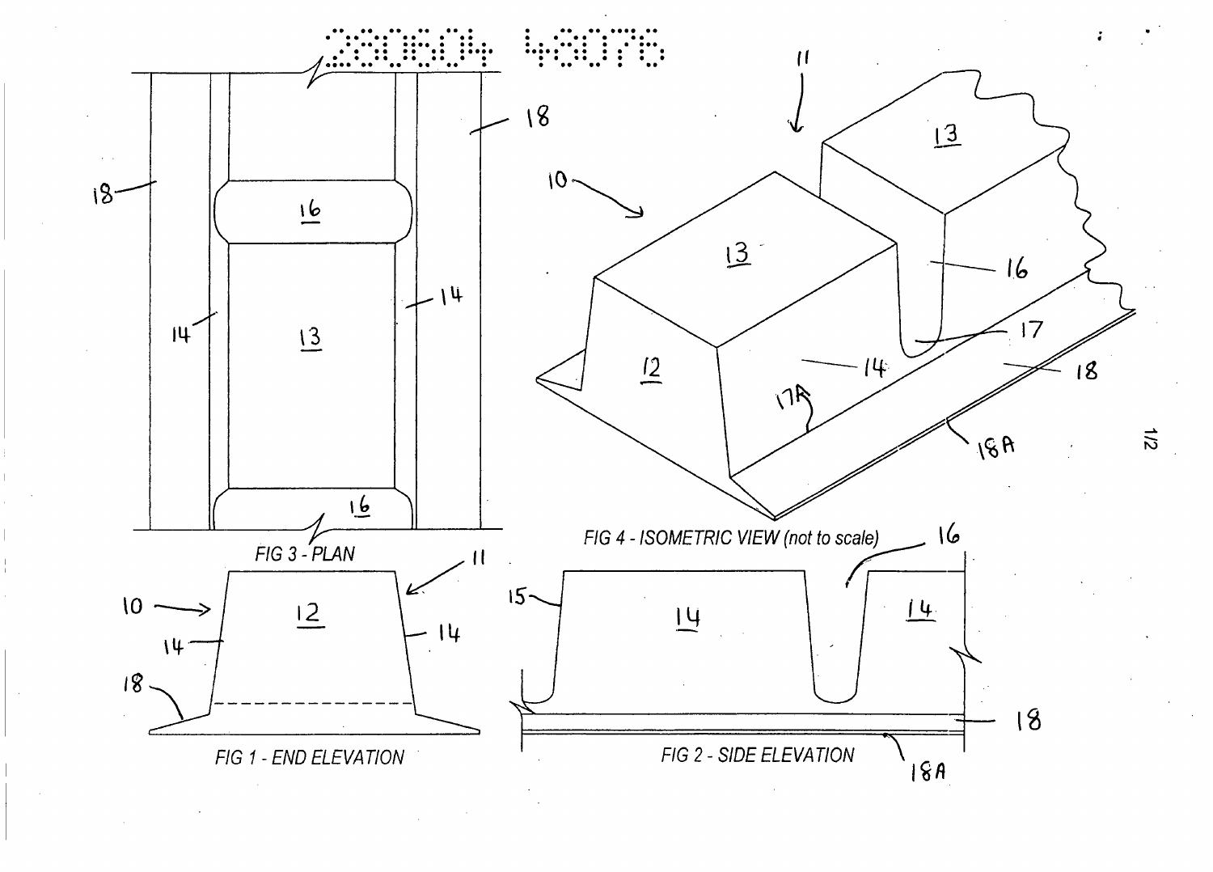FIG 3 - PLAN

FIG 4 - ISOMETRIC VIEW (not to scale)

FIG 1 - END ELEVATION

FIG 2 - SIDE ELEVATION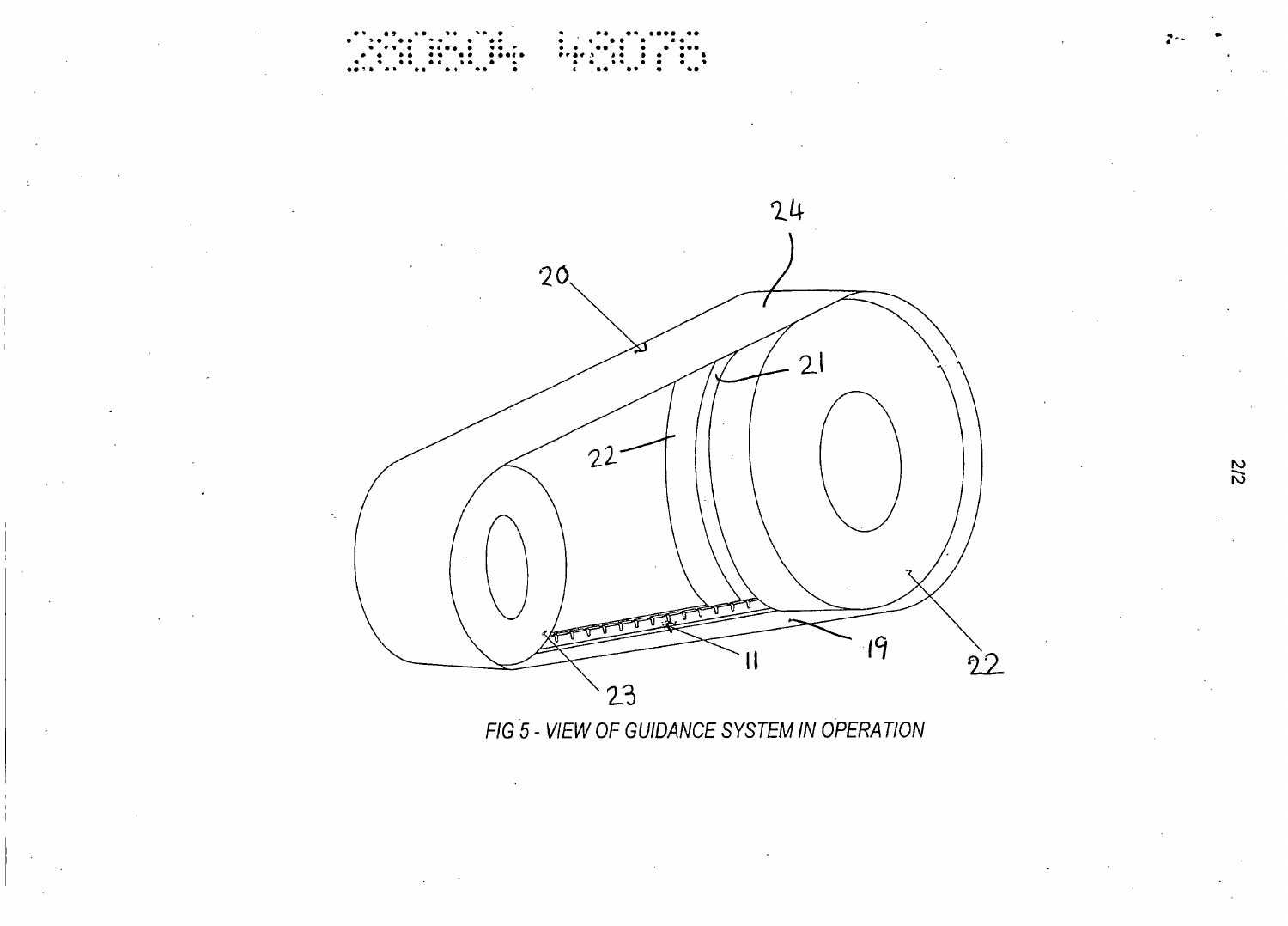FIG 5 - VIEW OF GUIDANCE SYSTEM IN OPERATION